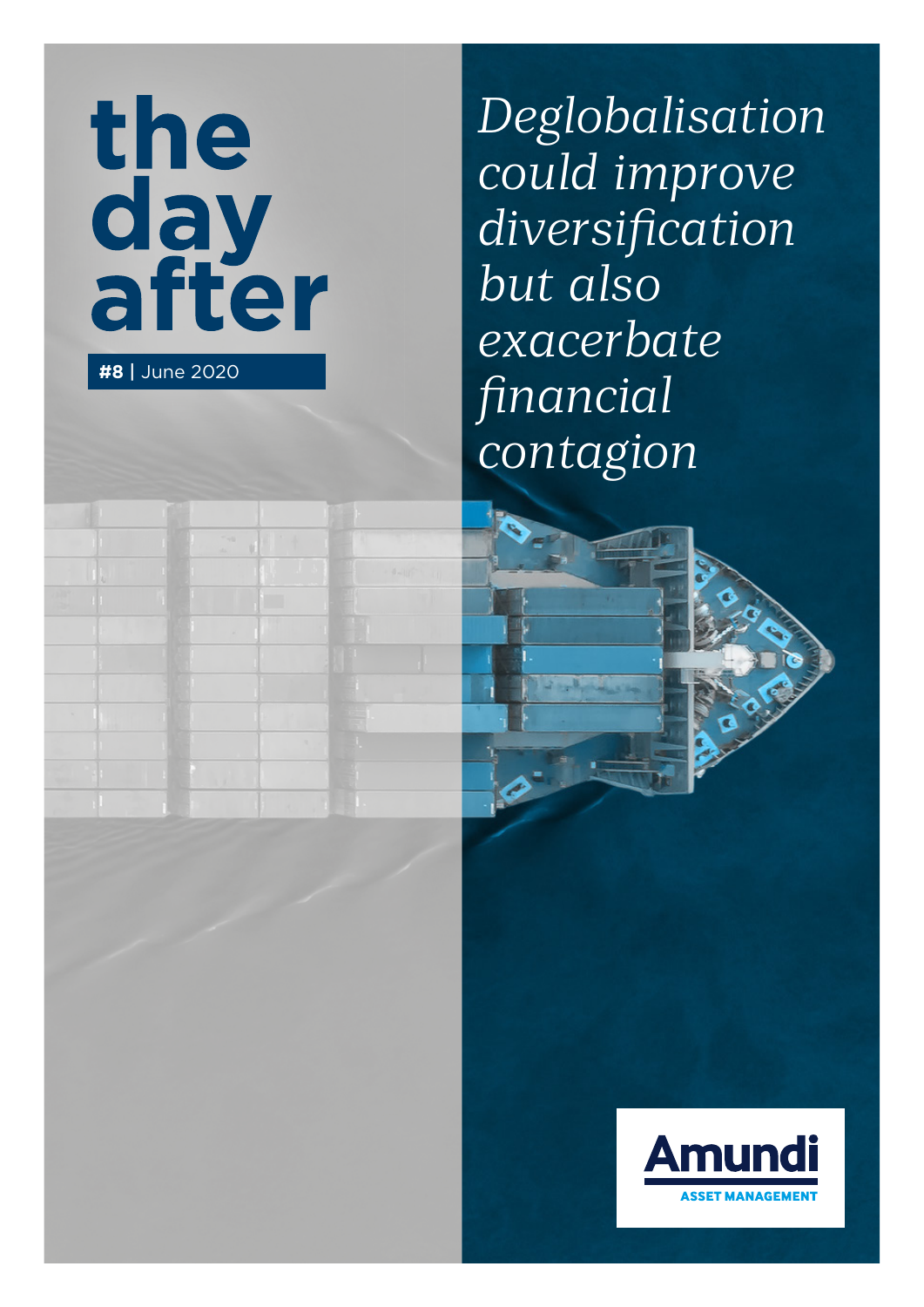# the day after

**#8** | June 2020

*Deglobalisation could improve diversification but also exacerbate financial contagion*

Amundi
ASSET MANAGEMENT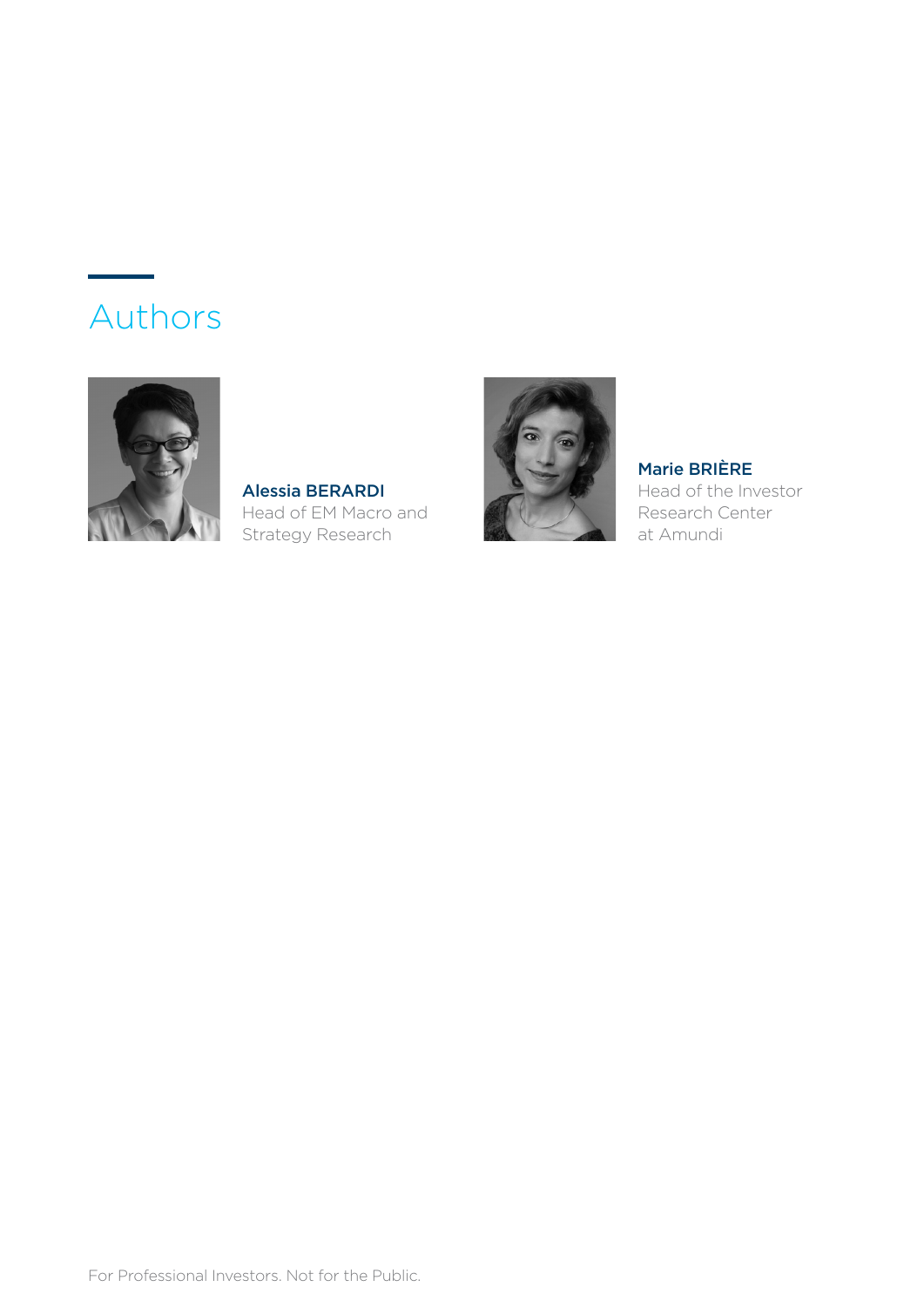# Authors

**Alessia BERARDI**
Head of EM Macro and Strategy Research

**Marie BRIÈRE**
Head of the Investor Research Center at Amundi

For Professional Investors. Not for the Public.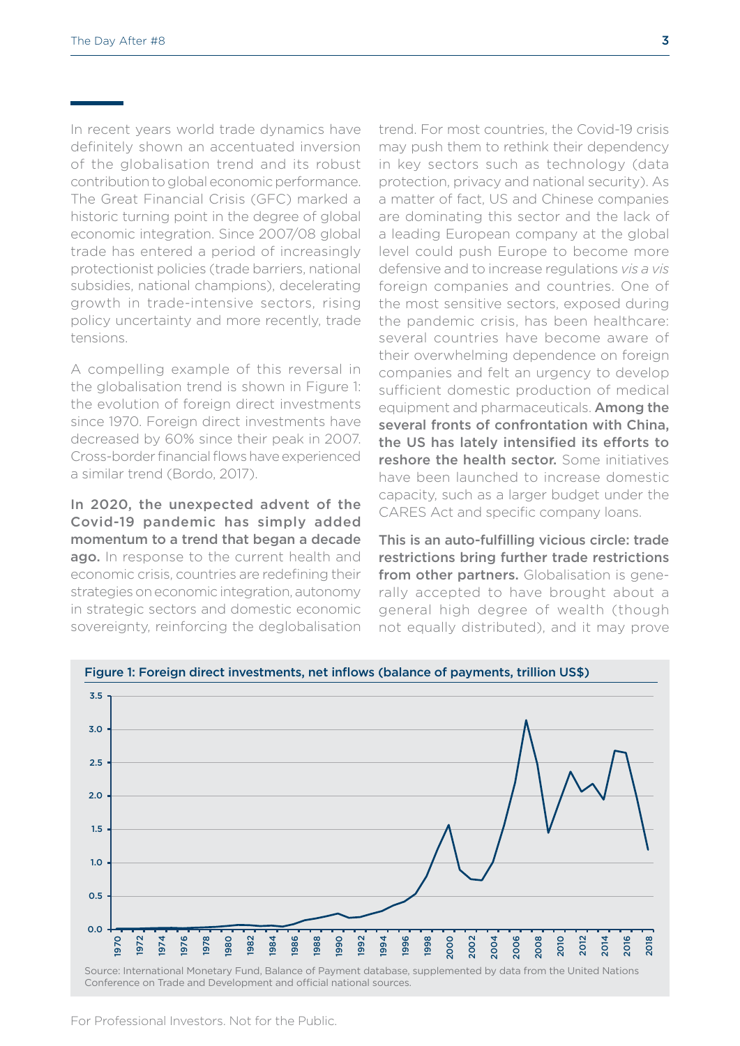In recent years world trade dynamics have definitely shown an accentuated inversion of the globalisation trend and its robust contribution to global economic performance. The Great Financial Crisis (GFC) marked a historic turning point in the degree of global economic integration. Since 2007/08 global trade has entered a period of increasingly protectionist policies (trade barriers, national subsidies, national champions), decelerating growth in trade-intensive sectors, rising policy uncertainty and more recently, trade tensions.

A compelling example of this reversal in the globalisation trend is shown in Figure 1: the evolution of foreign direct investments since 1970. Foreign direct investments have decreased by 60% since their peak in 2007. Cross-border financial flows have experienced a similar trend (Bordo, 2017).

**In 2020, the unexpected advent of the Covid-19 pandemic has simply added momentum to a trend that began a decade ago.** In response to the current health and economic crisis, countries are redefining their strategies on economic integration, autonomy in strategic sectors and domestic economic sovereignty, reinforcing the deglobalisation trend. For most countries, the Covid-19 crisis may push them to rethink their dependency in key sectors such as technology (data protection, privacy and national security). As a matter of fact, US and Chinese companies are dominating this sector and the lack of a leading European company at the global level could push Europe to become more defensive and to increase regulations *vis a vis* foreign companies and countries. One of the most sensitive sectors, exposed during the pandemic crisis, has been healthcare: several countries have become aware of their overwhelming dependence on foreign companies and felt an urgency to develop sufficient domestic production of medical equipment and pharmaceuticals. **Among the several fronts of confrontation with China, the US has lately intensified its efforts to reshore the health sector.** Some initiatives have been launched to increase domestic capacity, such as a larger budget under the CARES Act and specific company loans.

**This is an auto-fulfilling vicious circle: trade restrictions bring further trade restrictions from other partners.** Globalisation is generally accepted to have brought about a general high degree of wealth (though not equally distributed), and it may prove

**Figure 1: Foreign direct investments, net inflows (balance of payments, trillion US$)**

Source: International Monetary Fund, Balance of Payment database, supplemented by data from the United Nations Conference on Trade and Development and official national sources.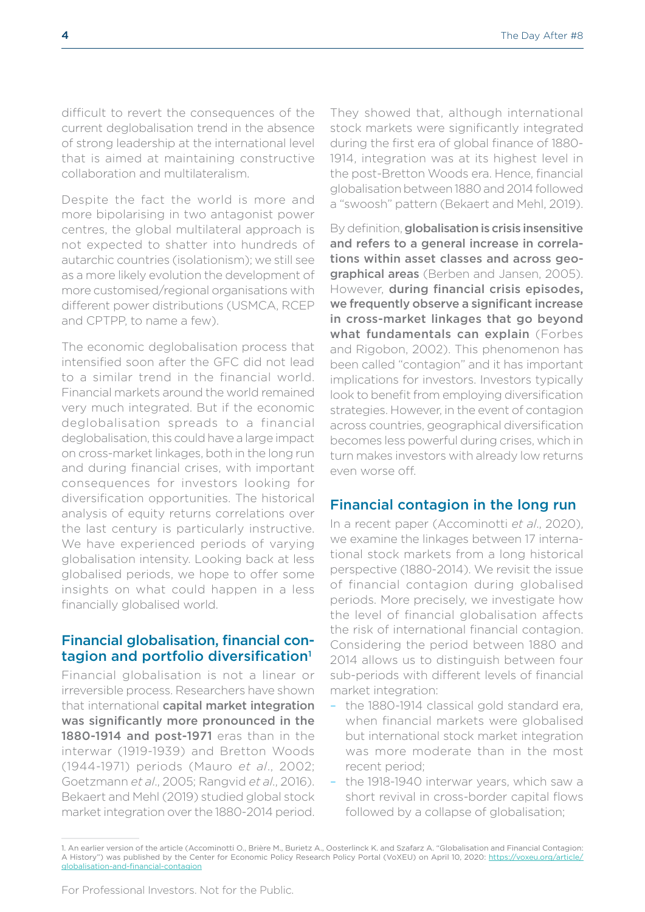difficult to revert the consequences of the current deglobalisation trend in the absence of strong leadership at the international level that is aimed at maintaining constructive collaboration and multilateralism.

Despite the fact the world is more and more bipolarising in two antagonist power centres, the global multilateral approach is not expected to shatter into hundreds of autarchic countries (isolationism); we still see as a more likely evolution the development of more customised/regional organisations with different power distributions (USMCA, RCEP and CPTPP, to name a few).

The economic deglobalisation process that intensified soon after the GFC did not lead to a similar trend in the financial world. Financial markets around the world remained very much integrated. But if the economic deglobalisation spreads to a financial deglobalisation, this could have a large impact on cross-market linkages, both in the long run and during financial crises, with important consequences for investors looking for diversification opportunities. The historical analysis of equity returns correlations over the last century is particularly instructive. We have experienced periods of varying globalisation intensity. Looking back at less globalised periods, we hope to offer some insights on what could happen in a less financially globalised world.

## Financial globalisation, financial contagion and portfolio diversification[1]

Financial globalisation is not a linear or irreversible process. Researchers have shown that international **capital market integration was significantly more pronounced in the 1880-1914 and post-1971** eras than in the interwar (1919-1939) and Bretton Woods (1944-1971) periods (Mauro *et al.*, 2002; Goetzmann *et al.*, 2005; Rangvid *et al.*, 2016). Bekaert and Mehl (2019) studied global stock market integration over the 1880-2014 period. They showed that, although international stock markets were significantly integrated during the first era of global finance of 1880-1914, integration was at its highest level in the post-Bretton Woods era. Hence, financial globalisation between 1880 and 2014 followed a "swoosh" pattern (Bekaert and Mehl, 2019).

By definition, **globalisation is crisis insensitive and refers to a general increase in correlations within asset classes and across geographical areas** (Berben and Jansen, 2005). However, **during financial crisis episodes, we frequently observe a significant increase in cross-market linkages that go beyond what fundamentals can explain** (Forbes and Rigobon, 2002). This phenomenon has been called "contagion" and it has important implications for investors. Investors typically look to benefit from employing diversification strategies. However, in the event of contagion across countries, geographical diversification becomes less powerful during crises, which in turn makes investors with already low returns even worse off.

## Financial contagion in the long run

In a recent paper (Accominotti *et al.*, 2020), we examine the linkages between 17 international stock markets from a long historical perspective (1880-2014). We revisit the issue of financial contagion during globalised periods. More precisely, we investigate how the level of financial globalisation affects the risk of international financial contagion. Considering the period between 1880 and 2014 allows us to distinguish between four sub-periods with different levels of financial market integration:

- the 1880-1914 classical gold standard era, when financial markets were globalised but international stock market integration was more moderate than in the most recent period;
- the 1918-1940 interwar years, which saw a short revival in cross-border capital flows followed by a collapse of globalisation;

[1] An earlier version of the article (Accominotti O., Brière M., Burietz A., Oosterlinck K. and Szafarz A. "Globalisation and Financial Contagion: A History") was published by the Center for Economic Policy Research Policy Portal (VoXEU) on April 10, 2020: https://voxeu.org/article/globalisation-and-financial-contagion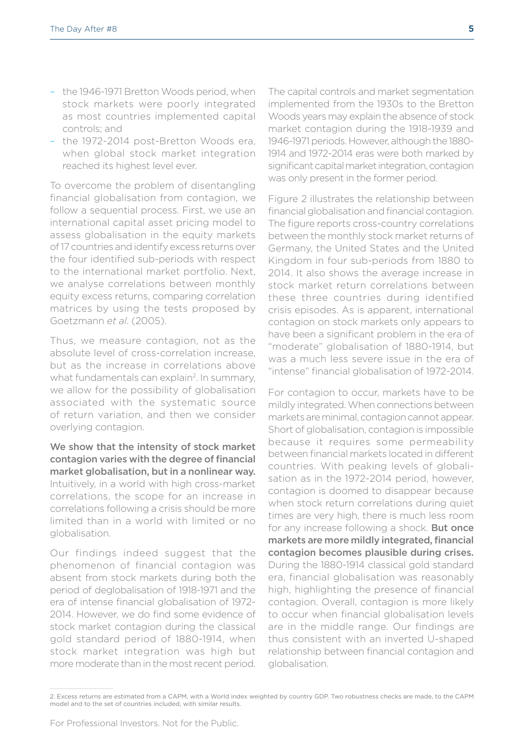- the 1946-1971 Bretton Woods period, when stock markets were poorly integrated as most countries implemented capital controls; and
- the 1972-2014 post-Bretton Woods era, when global stock market integration reached its highest level ever.

To overcome the problem of disentangling financial globalisation from contagion, we follow a sequential process. First, we use an international capital asset pricing model to assess globalisation in the equity markets of 17 countries and identify excess returns over the four identified sub-periods with respect to the international market portfolio. Next, we analyse correlations between monthly equity excess returns, comparing correlation matrices by using the tests proposed by Goetzmann *et al.* (2005).

Thus, we measure contagion, not as the absolute level of cross-correlation increase, but as the increase in correlations above what fundamentals can explain[2]. In summary, we allow for the possibility of globalisation associated with the systematic source of return variation, and then we consider overlying contagion.

**We show that the intensity of stock market contagion varies with the degree of financial market globalisation, but in a nonlinear way.** Intuitively, in a world with high cross-market correlations, the scope for an increase in correlations following a crisis should be more limited than in a world with limited or no globalisation.

Our findings indeed suggest that the phenomenon of financial contagion was absent from stock markets during both the period of deglobalisation of 1918-1971 and the era of intense financial globalisation of 1972-2014. However, we do find some evidence of stock market contagion during the classical gold standard period of 1880-1914, when stock market integration was high but more moderate than in the most recent period.

The capital controls and market segmentation implemented from the 1930s to the Bretton Woods years may explain the absence of stock market contagion during the 1918-1939 and 1946-1971 periods. However, although the 1880-1914 and 1972-2014 eras were both marked by significant capital market integration, contagion was only present in the former period.

Figure 2 illustrates the relationship between financial globalisation and financial contagion. The figure reports cross-country correlations between the monthly stock market returns of Germany, the United States and the United Kingdom in four sub-periods from 1880 to 2014. It also shows the average increase in stock market return correlations between these three countries during identified crisis episodes. As is apparent, international contagion on stock markets only appears to have been a significant problem in the era of "moderate" globalisation of 1880-1914, but was a much less severe issue in the era of "intense" financial globalisation of 1972-2014.

For contagion to occur, markets have to be mildly integrated. When connections between markets are minimal, contagion cannot appear. Short of globalisation, contagion is impossible because it requires some permeability between financial markets located in different countries. With peaking levels of globalisation as in the 1972-2014 period, however, contagion is doomed to disappear because when stock return correlations during quiet times are very high, there is much less room for any increase following a shock. **But once markets are more mildly integrated, financial contagion becomes plausible during crises.** During the 1880-1914 classical gold standard era, financial globalisation was reasonably high, highlighting the presence of financial contagion. Overall, contagion is more likely to occur when financial globalisation levels are in the middle range. Our findings are thus consistent with an inverted U-shaped relationship between financial contagion and globalisation.

2. Excess returns are estimated from a CAPM, with a World index weighted by country GDP. Two robustness checks are made, to the CAPM model and to the set of countries included, with similar results.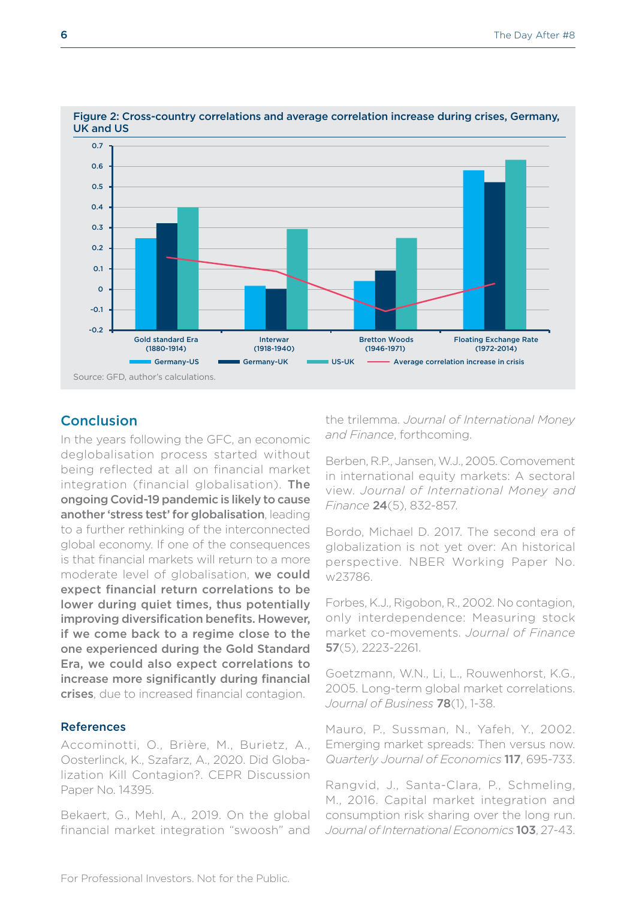**Figure 2: Cross-country correlations and average correlation increase during crises, Germany, UK and US**

Source: GFD, author's calculations.

## Conclusion

In the years following the GFC, an economic deglobalisation process started without being reflected at all on financial market integration (financial globalisation). **The ongoing Covid-19 pandemic is likely to cause another 'stress test' for globalisation**, leading to a further rethinking of the interconnected global economy. If one of the consequences is that financial markets will return to a more moderate level of globalisation, **we could expect financial return correlations to be lower during quiet times, thus potentially improving diversification benefits. However, if we come back to a regime close to the one experienced during the Gold Standard Era, we could also expect correlations to increase more significantly during financial crises**, due to increased financial contagion.

### References

Accominotti, O., Brière, M., Burietz, A., Oosterlinck, K., Szafarz, A., 2020. Did Globalization Kill Contagion?. CEPR Discussion Paper No. 14395.

Bekaert, G., Mehl, A., 2019. On the global financial market integration "swoosh" and the trilemma. *Journal of International Money and Finance*, forthcoming.

Berben, R.P., Jansen, W.J., 2005. Comovement in international equity markets: A sectoral view. *Journal of International Money and Finance* **24**(5), 832-857.

Bordo, Michael D. 2017. The second era of globalization is not yet over: An historical perspective. NBER Working Paper No. w23786.

Forbes, K.J., Rigobon, R., 2002. No contagion, only interdependence: Measuring stock market co-movements. *Journal of Finance* **57**(5), 2223-2261.

Goetzmann, W.N., Li, L., Rouwenhorst, K.G., 2005. Long-term global market correlations. *Journal of Business* **78**(1), 1-38.

Mauro, P., Sussman, N., Yafeh, Y., 2002. Emerging market spreads: Then versus now. *Quarterly Journal of Economics* **117**, 695-733.

Rangvid, J., Santa-Clara, P., Schmeling, M., 2016. Capital market integration and consumption risk sharing over the long run. *Journal of International Economics* **103**, 27-43.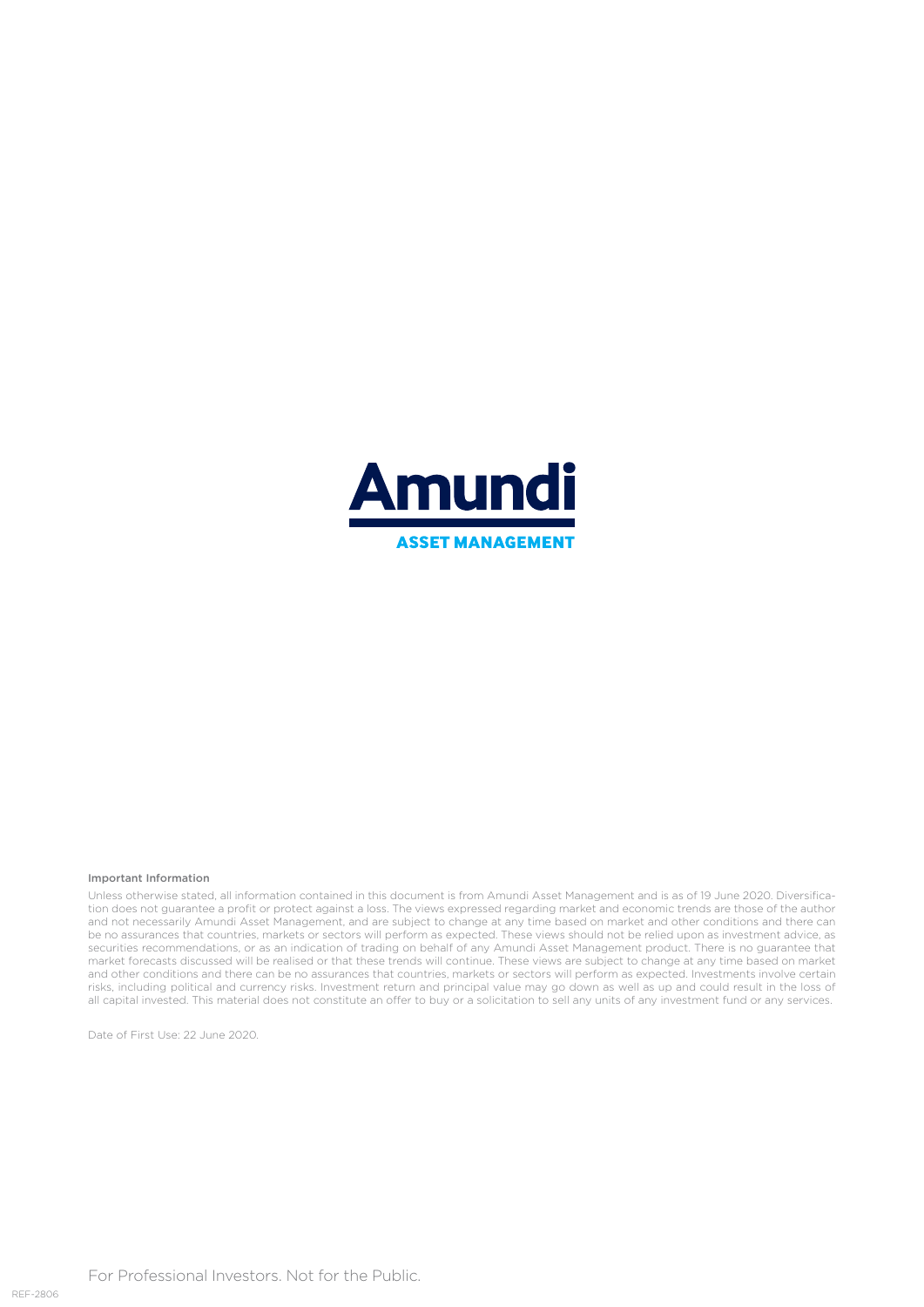Amundi

ASSET MANAGEMENT

**Important Information**

Unless otherwise stated, all information contained in this document is from Amundi Asset Management and is as of 19 June 2020. Diversification does not guarantee a profit or protect against a loss. The views expressed regarding market and economic trends are those of the author and not necessarily Amundi Asset Management, and are subject to change at any time based on market and other conditions and there can be no assurances that countries, markets or sectors will perform as expected. These views should not be relied upon as investment advice, as securities recommendations, or as an indication of trading on behalf of any Amundi Asset Management product. There is no guarantee that market forecasts discussed will be realised or that these trends will continue. These views are subject to change at any time based on market and other conditions and there can be no assurances that countries, markets or sectors will perform as expected. Investments involve certain risks, including political and currency risks. Investment return and principal value may go down as well as up and could result in the loss of all capital invested. This material does not constitute an offer to buy or a solicitation to sell any units of any investment fund or any services.

Date of First Use: 22 June 2020.

For Professional Investors. Not for the Public.

REF-2806